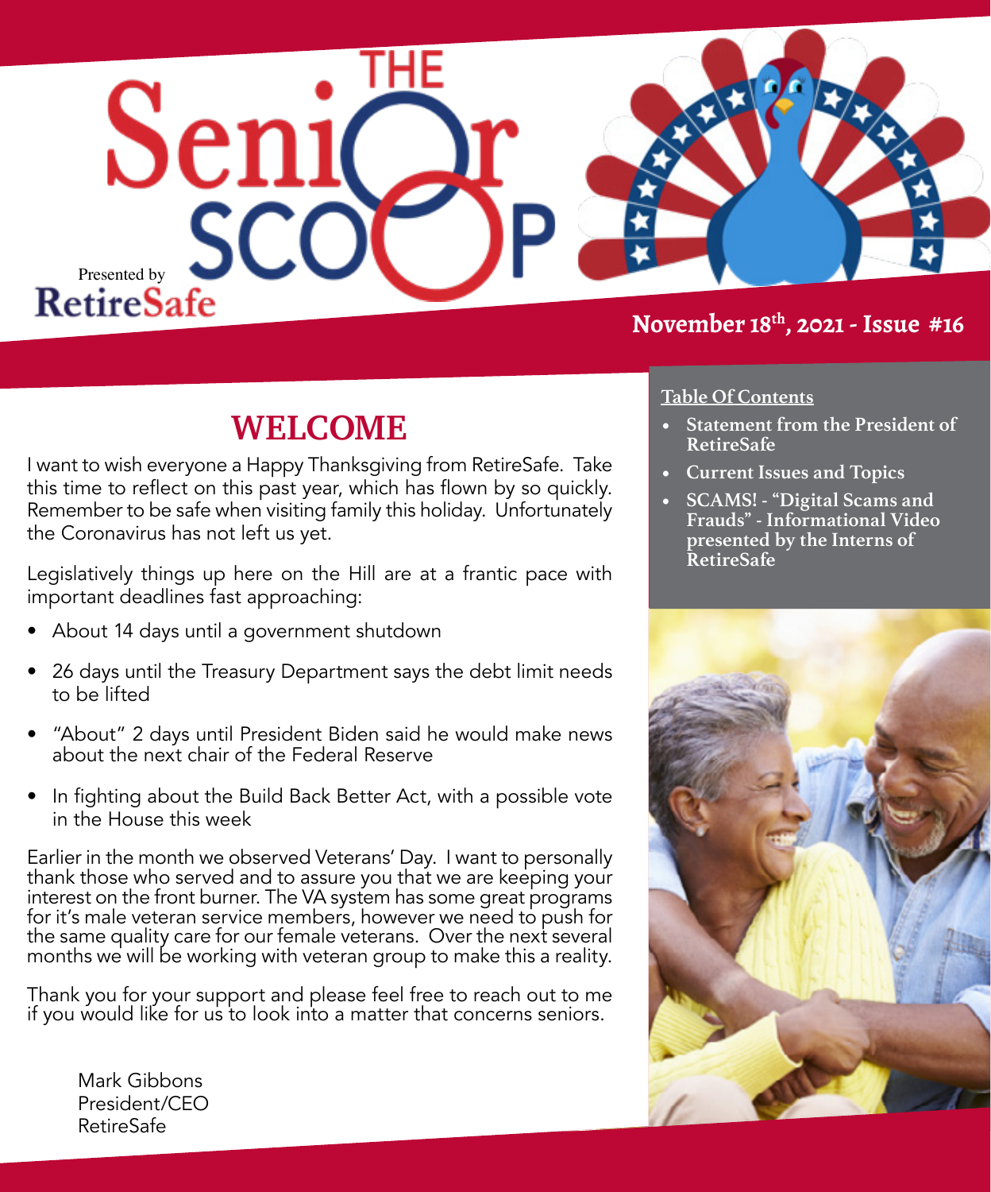# The Senior Scoop

Presented by RetireSafe

**November 18th, 2021 - Issue #16**

## WELCOME

I want to wish everyone a Happy Thanksgiving from RetireSafe. Take this time to reflect on this past year, which has flown by so quickly. Remember to be safe when visiting family this holiday. Unfortunately the Coronavirus has not left us yet.

Legislatively things up here on the Hill are at a frantic pace with important deadlines fast approaching:

- About 14 days until a government shutdown
- 26 days until the Treasury Department says the debt limit needs to be lifted
- "About" 2 days until President Biden said he would make news about the next chair of the Federal Reserve
- In fighting about the Build Back Better Act, with a possible vote in the House this week

Earlier in the month we observed Veterans' Day. I want to personally thank those who served and to assure you that we are keeping your interest on the front burner. The VA system has some great programs for it's male veteran service members, however we need to push for the same quality care for our female veterans. Over the next several months we will be working with veteran group to make this a reality.

Thank you for your support and please feel free to reach out to me if you would like for us to look into a matter that concerns seniors.

Mark Gibbons
President/CEO
RetireSafe

**Table Of Contents**

- **Statement from the President of RetireSafe**
- **Current Issues and Topics**
- **SCAMS! - "Digital Scams and Frauds" - Informational Video presented by the Interns of RetireSafe**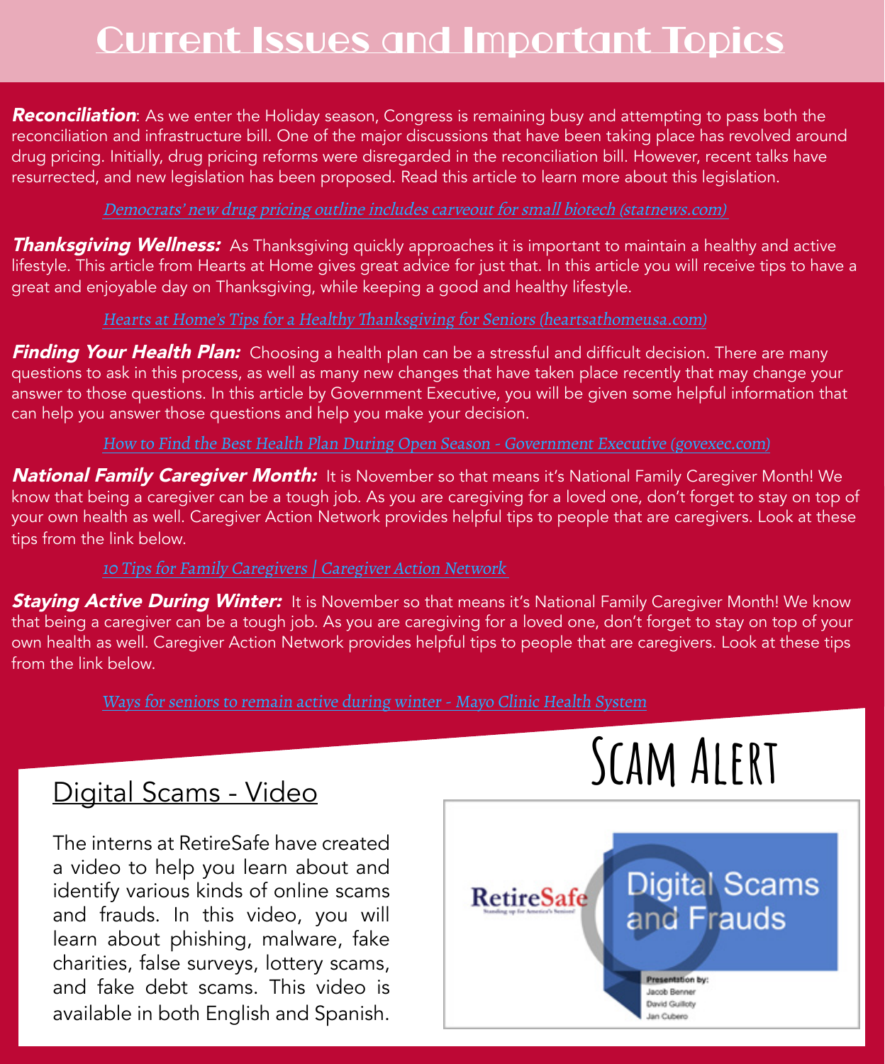# Current Issues and Important Topics

***Reconciliation***: As we enter the Holiday season, Congress is remaining busy and attempting to pass both the reconciliation and infrastructure bill. One of the major discussions that have been taking place has revolved around drug pricing. Initially, drug pricing reforms were disregarded in the reconciliation bill. However, recent talks have resurrected, and new legislation has been proposed. Read this article to learn more about this legislation.

*Democrats' new drug pricing outline includes carveout for small biotech (statnews.com)*

***Thanksgiving Wellness:*** As Thanksgiving quickly approaches it is important to maintain a healthy and active lifestyle. This article from Hearts at Home gives great advice for just that. In this article you will receive tips to have a great and enjoyable day on Thanksgiving, while keeping a good and healthy lifestyle.

*Hearts at Home's Tips for a Healthy Thanksgiving for Seniors (heartsathomeusa.com)*

***Finding Your Health Plan:*** Choosing a health plan can be a stressful and difficult decision. There are many questions to ask in this process, as well as many new changes that have taken place recently that may change your answer to those questions. In this article by Government Executive, you will be given some helpful information that can help you answer those questions and help you make your decision.

*How to Find the Best Health Plan During Open Season - Government Executive (govexec.com)*

***National Family Caregiver Month:*** It is November so that means it's National Family Caregiver Month! We know that being a caregiver can be a tough job. As you are caregiving for a loved one, don't forget to stay on top of your own health as well. Caregiver Action Network provides helpful tips to people that are caregivers. Look at these tips from the link below.

*10 Tips for Family Caregivers | Caregiver Action Network*

***Staying Active During Winter:*** It is November so that means it's National Family Caregiver Month! We know that being a caregiver can be a tough job. As you are caregiving for a loved one, don't forget to stay on top of your own health as well. Caregiver Action Network provides helpful tips to people that are caregivers. Look at these tips from the link below.

*Ways for seniors to remain active during winter - Mayo Clinic Health System*

## Scam Alert

### Digital Scams - Video

The interns at RetireSafe have created a video to help you learn about and identify various kinds of online scams and frauds. In this video, you will learn about phishing, malware, fake charities, false surveys, lottery scams, and fake debt scams. This video is available in both English and Spanish.

RetireSafe
Standing up for America's Seniors!

Digital Scams and Frauds

Presentation by:
Jacob Benner
David Guillory
Jan Cubero